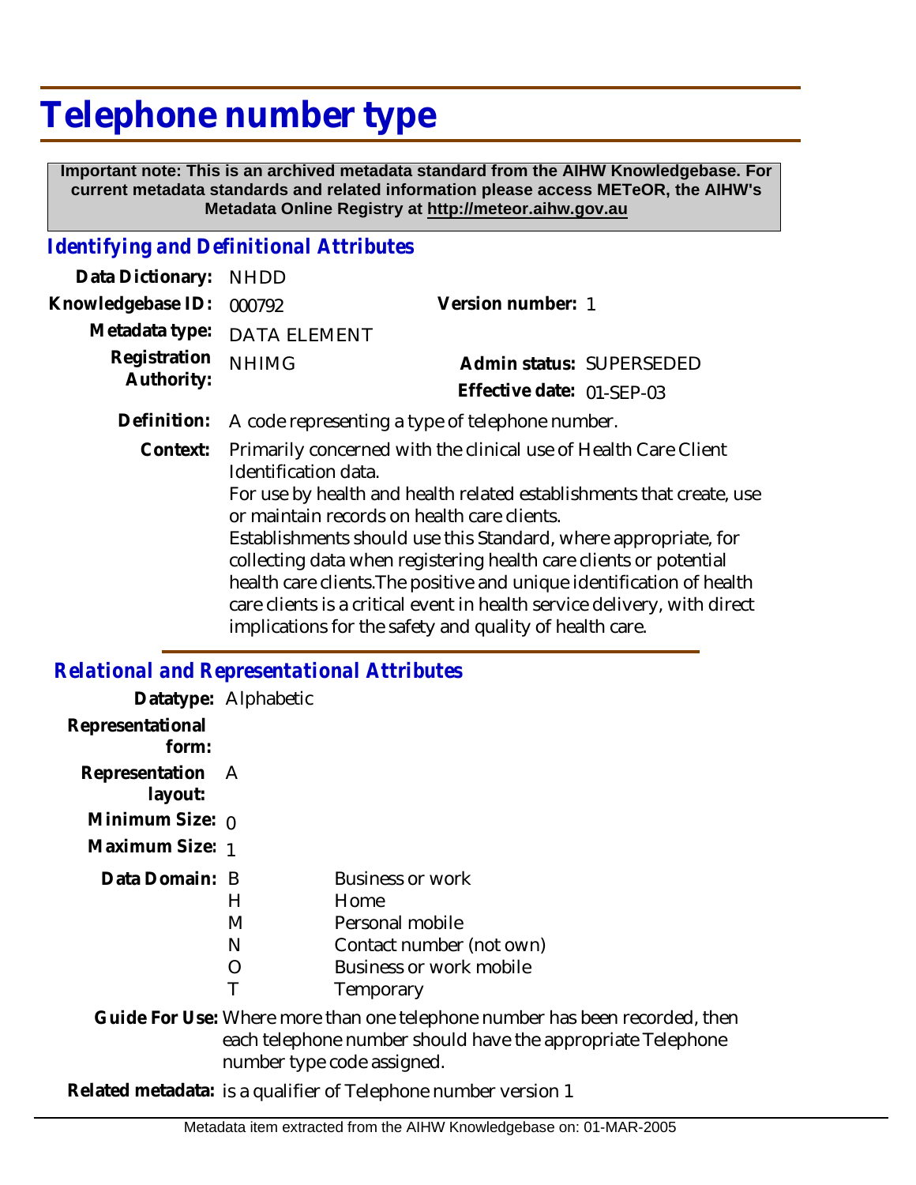# Telephone number type

**Important note: This is an archived metadata standard from the AIHW Knowledgebase. For current metadata standards and related information please access METeOR, the AIHW's Metadata Online Registry at http://meteor.aihw.gov.au**

## *Identifying and Definitional Attributes*

**Data Dictionary:** NHDD

**Knowledgebase ID:** 000792

**Version number:** 1

**Metadata type:** DATA ELEMENT

**Registration Authority:** NHIMG

**Admin status:** SUPERSEDED

**Effective date:** 01-SEP-03

**Definition:** A code representing a type of telephone number.

**Context:** Primarily concerned with the clinical use of Health Care Client Identification data.
For use by health and health related establishments that create, use or maintain records on health care clients.
Establishments should use this Standard, where appropriate, for collecting data when registering health care clients or potential health care clients.The positive and unique identification of health care clients is a critical event in health service delivery, with direct implications for the safety and quality of health care.

## *Relational and Representational Attributes*

**Datatype:** Alphabetic

**Representational form:**

**Representation layout:** A

**Minimum Size:** 0

**Maximum Size:** 1

**Data Domain:**

| Code | Description |
|---|---|
| B | Business or work |
| H | Home |
| M | Personal mobile |
| N | Contact number (not own) |
| O | Business or work mobile |
| T | Temporary |

**Guide For Use:** Where more than one telephone number has been recorded, then each telephone number should have the appropriate Telephone number type code assigned.

**Related metadata:** is a qualifier of Telephone number version 1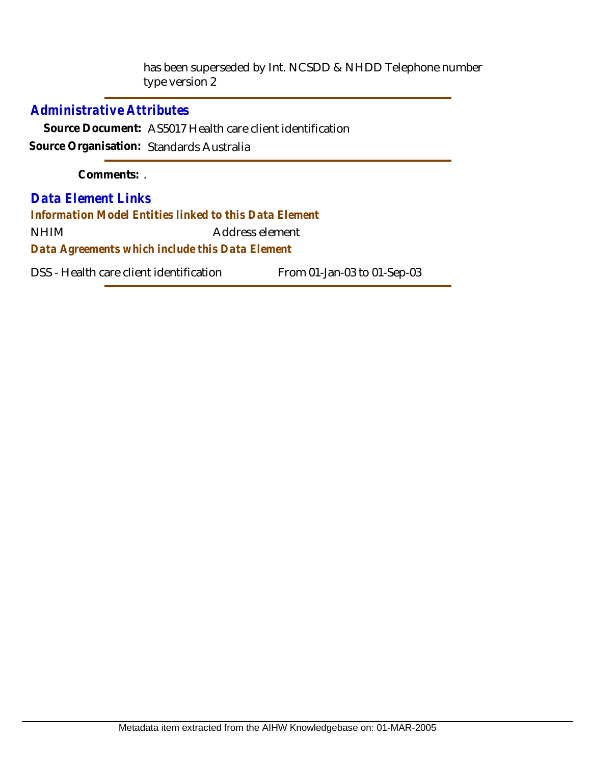has been superseded by Int. NCSDD & NHDD Telephone number type version 2

## Administrative Attributes

**Source Document:** AS5017 Health care client identification

**Source Organisation:** Standards Australia

**Comments:** .

## Data Element Links

***Information Model Entities linked to this Data Element***

| | |
|---|---|
| NHIM | Address element |

***Data Agreements which include this Data Element***

| | |
|---|---|
| DSS - Health care client identification | From 01-Jan-03 to 01-Sep-03 |

Metadata item extracted from the AIHW Knowledgebase on: 01-MAR-2005